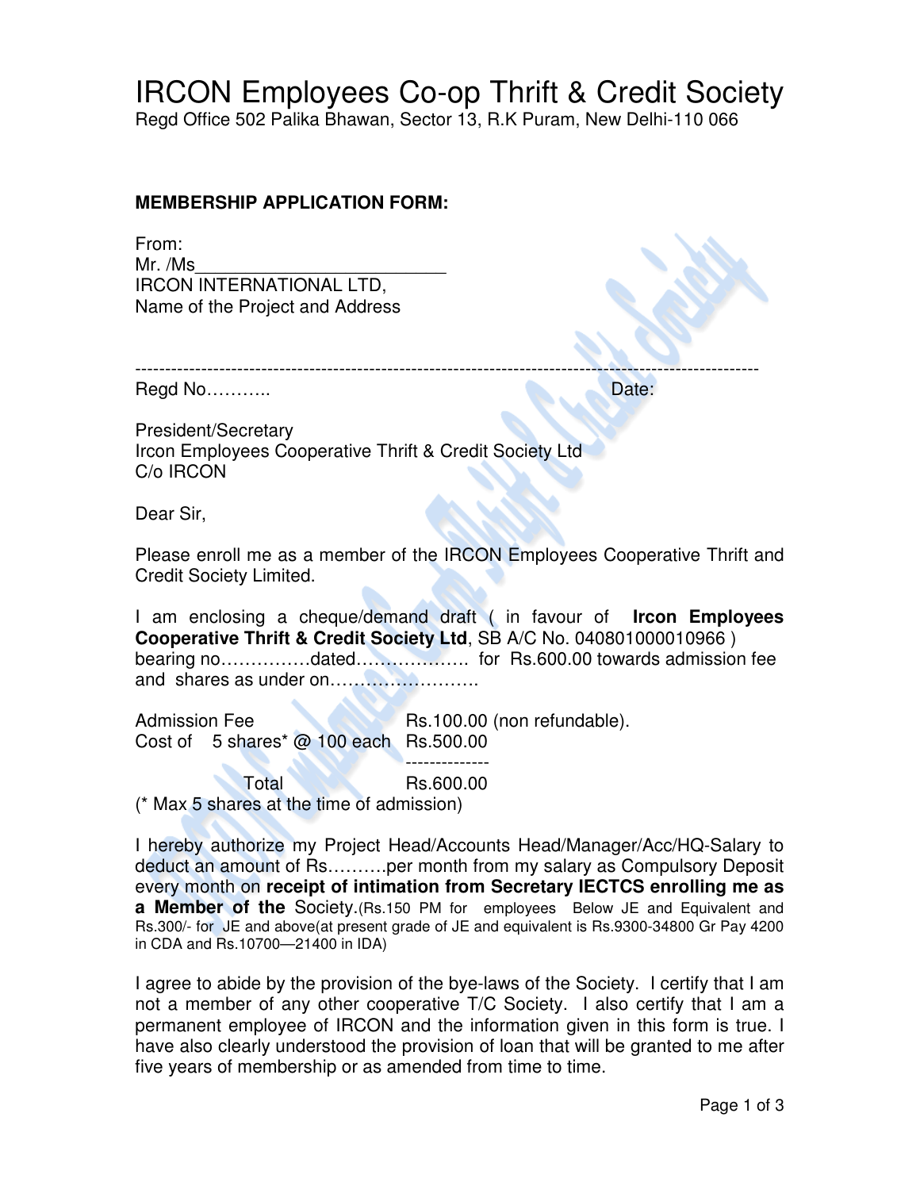# IRCON Employees Co-op Thrift & Credit Society

Regd Office 502 Palika Bhawan, Sector 13, R.K Puram, New Delhi-110 066

**MEMBERSHIP APPLICATION FORM:**

From:
Mr. /Ms_________________________
IRCON INTERNATIONAL LTD,
Name of the Project and Address

---

Regd No……….. Date:

President/Secretary
Ircon Employees Cooperative Thrift & Credit Society Ltd
C/o IRCON

Dear Sir,

Please enroll me as a member of the IRCON Employees Cooperative Thrift and Credit Society Limited.

I am enclosing a cheque/demand draft ( in favour of **Ircon Employees Cooperative Thrift & Credit Society Ltd**, SB A/C No. 040801000010966 ) bearing no……………dated………………. for Rs.600.00 towards admission fee and shares as under on…………………….

| | |
|---|---|
| Admission Fee | Rs.100.00 (non refundable). |
| Cost of 5 shares* @ 100 each | Rs.500.00 |
| Total | Rs.600.00 |

(* Max 5 shares at the time of admission)

I hereby authorize my Project Head/Accounts Head/Manager/Acc/HQ-Salary to deduct an amount of Rs……….per month from my salary as Compulsory Deposit every month on **receipt of intimation from Secretary IECTCS enrolling me as a Member of the** Society.(Rs.150 PM for employees Below JE and Equivalent and Rs.300/- for JE and above(at present grade of JE and equivalent is Rs.9300-34800 Gr Pay 4200 in CDA and Rs.10700—21400 in IDA)

I agree to abide by the provision of the bye-laws of the Society. I certify that I am not a member of any other cooperative T/C Society. I also certify that I am a permanent employee of IRCON and the information given in this form is true. I have also clearly understood the provision of loan that will be granted to me after five years of membership or as amended from time to time.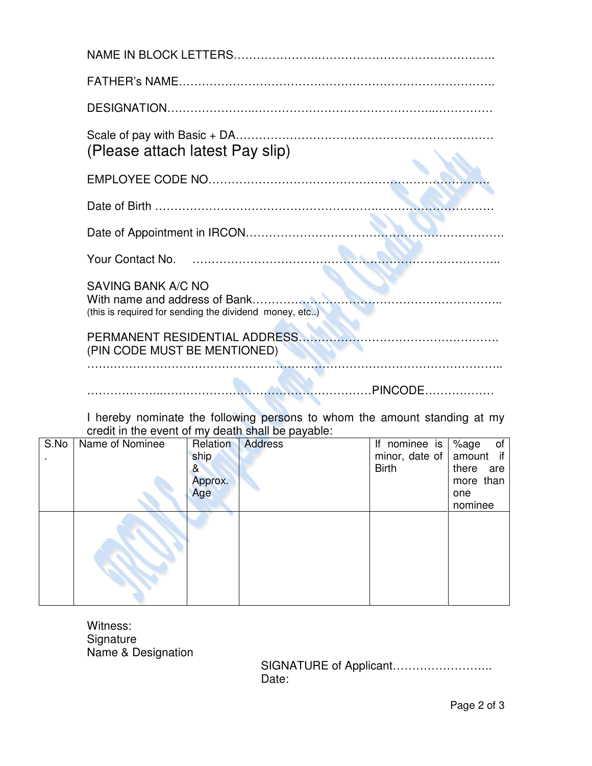NAME IN BLOCK LETTERS…………………………………………………………………….

FATHER's NAME……………………………………………………………………….

DESIGNATION…………………..……………………………………………..……………

Scale of pay with Basic + DA……………………………………………………..………
(Please attach latest Pay slip)

EMPLOYEE CODE NO………………………………………………………………….

Date of Birth …………………………………………………………………………………

Date of Appointment in IRCON………………………………………………………….

Your Contact No. ……………………………………………………………………..

SAVING BANK A/C NO
With name and address of Bank………………………………………………………..
(this is required for sending the dividend money, etc..)

PERMANENT RESIDENTIAL ADDRESS…………………………………………….
(PIN CODE MUST BE MENTIONED)
…………………………………………………………………………………………………..

………………..……………………………………………PINCODE………………

I hereby nominate the following persons to whom the amount standing at my credit in the event of my death shall be payable:

| S.No. | Name of Nominee | Relation ship & Approx. Age | Address | If nominee is minor, date of Birth | %age of amount if there are more than one nominee |
|---|---|---|---|---|---|
| | | | | | |

Witness:
Signature
Name & Designation

SIGNATURE of Applicant……………………..
Date: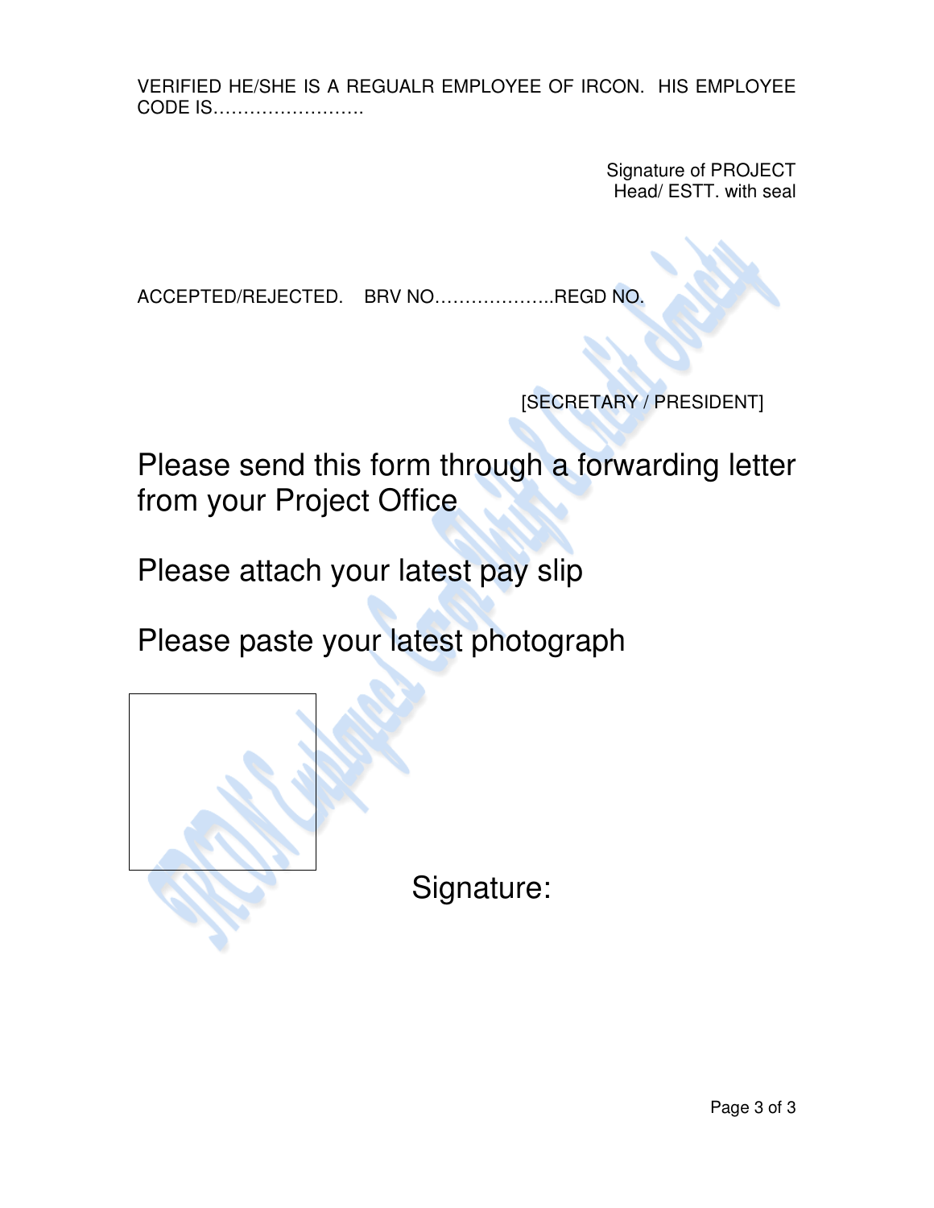VERIFIED HE/SHE IS A REGUALR EMPLOYEE OF IRCON. HIS EMPLOYEE CODE IS…………………….

Signature of PROJECT
Head/ ESTT. with seal

ACCEPTED/REJECTED. BRV NO………………..REGD NO.

[SECRETARY / PRESIDENT]

Please send this form through a forwarding letter from your Project Office

Please attach your latest pay slip

Please paste your latest photograph

Signature: